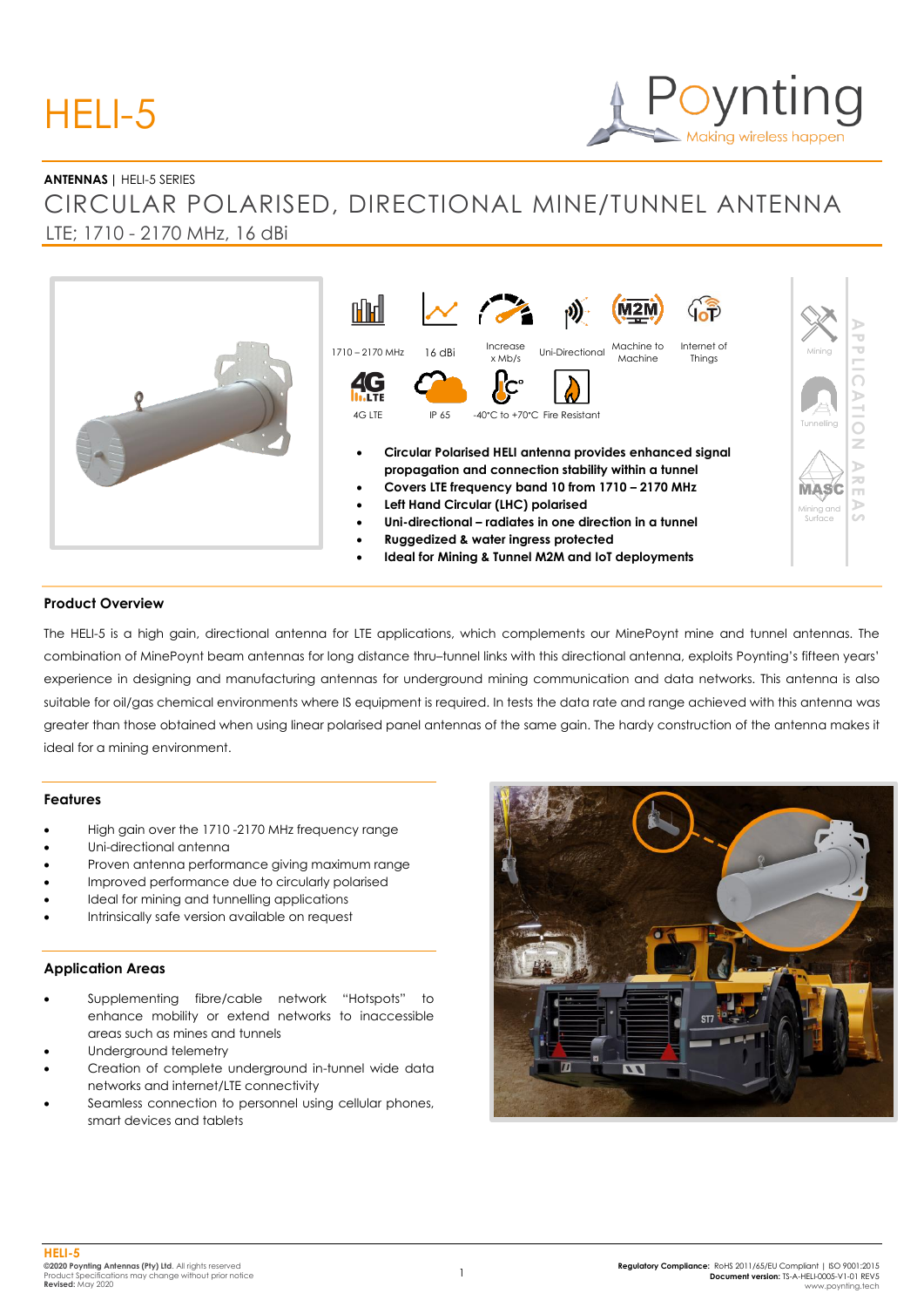# HELI-5

**ANTENNAS** | HELI-5 SERIES

## CIRCULAR POLARISED, DIRECTIONAL MINE/TUNNEL ANTENNA

LTE; 1710 - 2170 MHz, 16 dBi

1710 – 2170 MHz | 16 dBi | Increase x Mb/s | Uni-Directional | Machine to Machine | Internet of Things

4G LTE | IP 65 | -40°C to +70°C | Fire Resistant

- **Circular Polarised HELI antenna provides enhanced signal propagation and connection stability within a tunnel**
- **Covers LTE frequency band 10 from 1710 – 2170 MHz**
- **Left Hand Circular (LHC) polarised**
- **Uni-directional – radiates in one direction in a tunnel**
- **Ruggedized & water ingress protected**
- **Ideal for Mining & Tunnel M2M and IoT deployments**

APPLICATION AREAS: Mining | Tunnelling | Mining and Surface

### Product Overview

The HELI-5 is a high gain, directional antenna for LTE applications, which complements our MinePoynt mine and tunnel antennas. The combination of MinePoynt beam antennas for long distance thru–tunnel links with this directional antenna, exploits Poynting's fifteen years' experience in designing and manufacturing antennas for underground mining communication and data networks. This antenna is also suitable for oil/gas chemical environments where IS equipment is required. In tests the data rate and range achieved with this antenna was greater than those obtained when using linear polarised panel antennas of the same gain. The hardy construction of the antenna makes it ideal for a mining environment.

### Features

- High gain over the 1710 -2170 MHz frequency range
- Uni-directional antenna
- Proven antenna performance giving maximum range
- Improved performance due to circularly polarised
- Ideal for mining and tunnelling applications
- Intrinsically safe version available on request

### Application Areas

- Supplementing fibre/cable network "Hotspots" to enhance mobility or extend networks to inaccessible areas such as mines and tunnels
- Underground telemetry
- Creation of complete underground in-tunnel wide data networks and internet/LTE connectivity
- Seamless connection to personnel using cellular phones, smart devices and tablets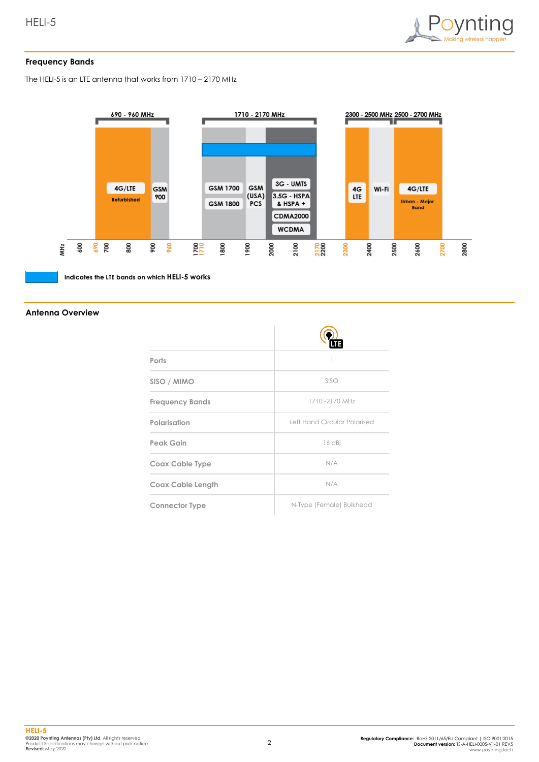## Frequency Bands

The HELI-5 is an LTE antenna that works from 1710 – 2170 MHz

| 690 - 960 MHz | | 1710 - 2170 MHz | | | 2300 - 2500 MHz | | 2500 - 2700 MHz |
|---|---|---|---|---|---|---|---|
| 4G/LTE Refurbished | GSM 900 | GSM 1700, GSM 1800 | GSM (USA) PCS | 3G - UMTS, 3.5G - HSPA & HSPA +, CDMA2000, WCDMA | 4G LTE | Wi-Fi | 4G/LTE Urban - Major Band |

MHz: 600, 690, 700, 800, 900, 960, 1700, 1710, 1800, 1900, 2000, 2100, 2170, 2200, 2300, 2400, 2500, 2600, 2700, 2800

Indicates the LTE bands on which **HELI-5** works

## Antenna Overview

| | LTE |
|---|---|
| Ports | 1 |
| SISO / MIMO | SISO |
| Frequency Bands | 1710 -2170 MHz |
| Polarisation | Left Hand Circular Polarised |
| Peak Gain | 16 dBi |
| Coax Cable Type | N/A |
| Coax Cable Length | N/A |
| Connector Type | N-Type (Female) Bulkhead |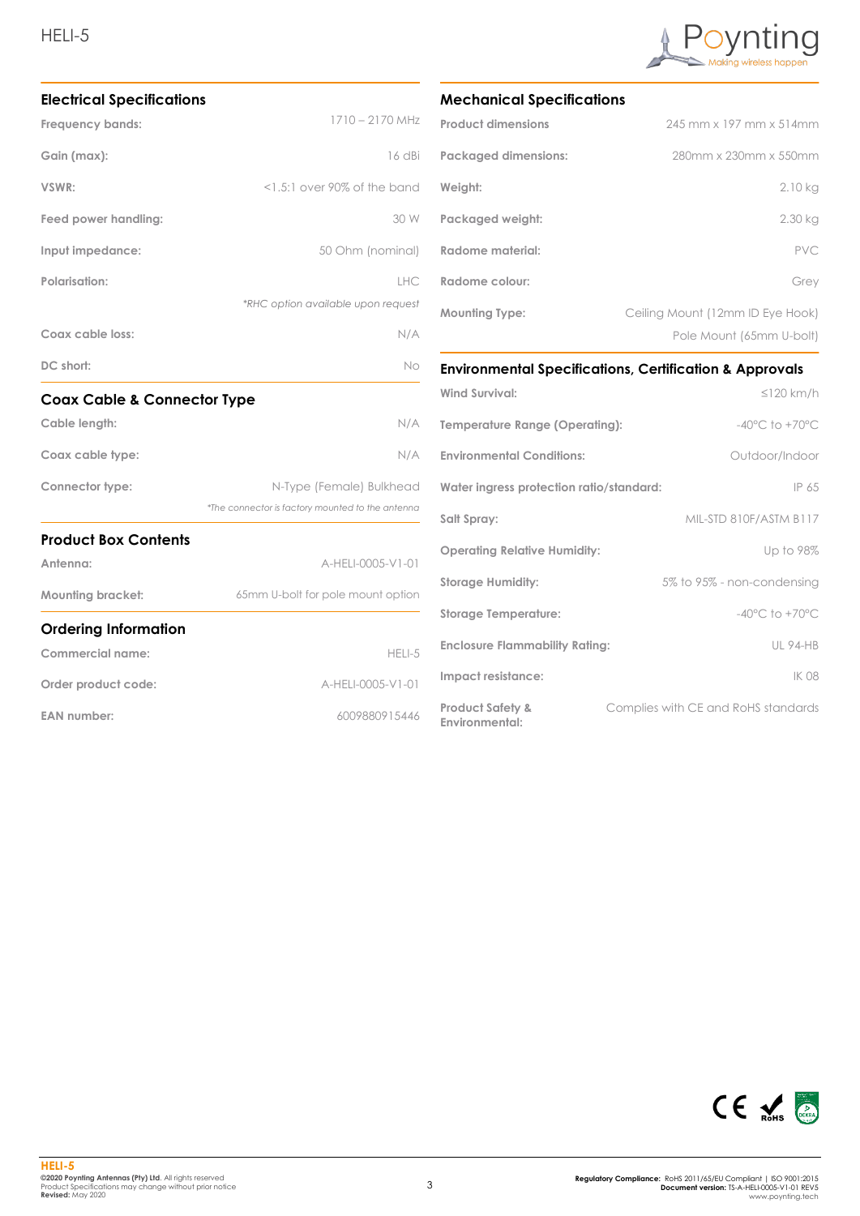## Electrical Specifications

| | |
|---|---|
| **Frequency bands:** | 1710 – 2170 MHz |
| **Gain (max):** | 16 dBi |
| **VSWR:** | <1.5:1 over 90% of the band |
| **Feed power handling:** | 30 W |
| **Input impedance:** | 50 Ohm (nominal) |
| **Polarisation:** | LHC<br>*\*RHC option available upon request* |
| **Coax cable loss:** | N/A |
| **DC short:** | No |

## Coax Cable & Connector Type

| | |
|---|---|
| **Cable length:** | N/A |
| **Coax cable type:** | N/A |
| **Connector type:** | N-Type (Female) Bulkhead<br>*\*The connector is factory mounted to the antenna* |

## Product Box Contents

| | |
|---|---|
| **Antenna:** | A-HELI-0005-V1-01 |
| **Mounting bracket:** | 65mm U-bolt for pole mount option |

## Ordering Information

| | |
|---|---|
| **Commercial name:** | HELI-5 |
| **Order product code:** | A-HELI-0005-V1-01 |
| **EAN number:** | 6009880915446 |

## Mechanical Specifications

| | |
|---|---|
| **Product dimensions** | 245 mm x 197 mm x 514mm |
| **Packaged dimensions:** | 280mm x 230mm x 550mm |
| **Weight:** | 2.10 kg |
| **Packaged weight:** | 2.30 kg |
| **Radome material:** | PVC |
| **Radome colour:** | Grey |
| **Mounting Type:** | Ceiling Mount (12mm ID Eye Hook)<br>Pole Mount (65mm U-bolt) |

## Environmental Specifications, Certification & Approvals

| | |
|---|---|
| **Wind Survival:** | ≤120 km/h |
| **Temperature Range (Operating):** | -40°C to +70°C |
| **Environmental Conditions:** | Outdoor/Indoor |
| **Water ingress protection ratio/standard:** | IP 65 |
| **Salt Spray:** | MIL-STD 810F/ASTM B117 |
| **Operating Relative Humidity:** | Up to 98% |
| **Storage Humidity:** | 5% to 95% - non-condensing |
| **Storage Temperature:** | -40°C to +70°C |
| **Enclosure Flammability Rating:** | UL 94-HB |
| **Impact resistance:** | IK 08 |
| **Product Safety & Environmental:** | Complies with CE and RoHS standards |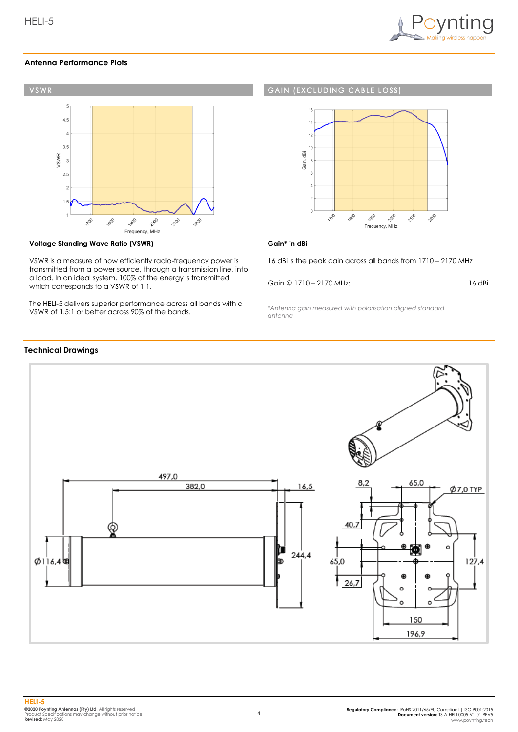## Antenna Performance Plots

### VSWR

### GAIN (EXCLUDING CABLE LOSS)

**Voltage Standing Wave Ratio (VSWR)**

VSWR is a measure of how efficiently radio-frequency power is transmitted from a power source, through a transmission line, into a load. In an ideal system, 100% of the energy is transmitted which corresponds to a VSWR of 1:1.

The HELI-5 delivers superior performance across all bands with a VSWR of 1.5:1 or better across 90% of the bands.

**Gain* in dBi**

16 dBi is the peak gain across all bands from 1710 – 2170 MHz

| Gain @ 1710 – 2170 MHz: | 16 dBi |
|---|---|

*Antenna gain measured with polarisation aligned standard antenna*

## Technical Drawings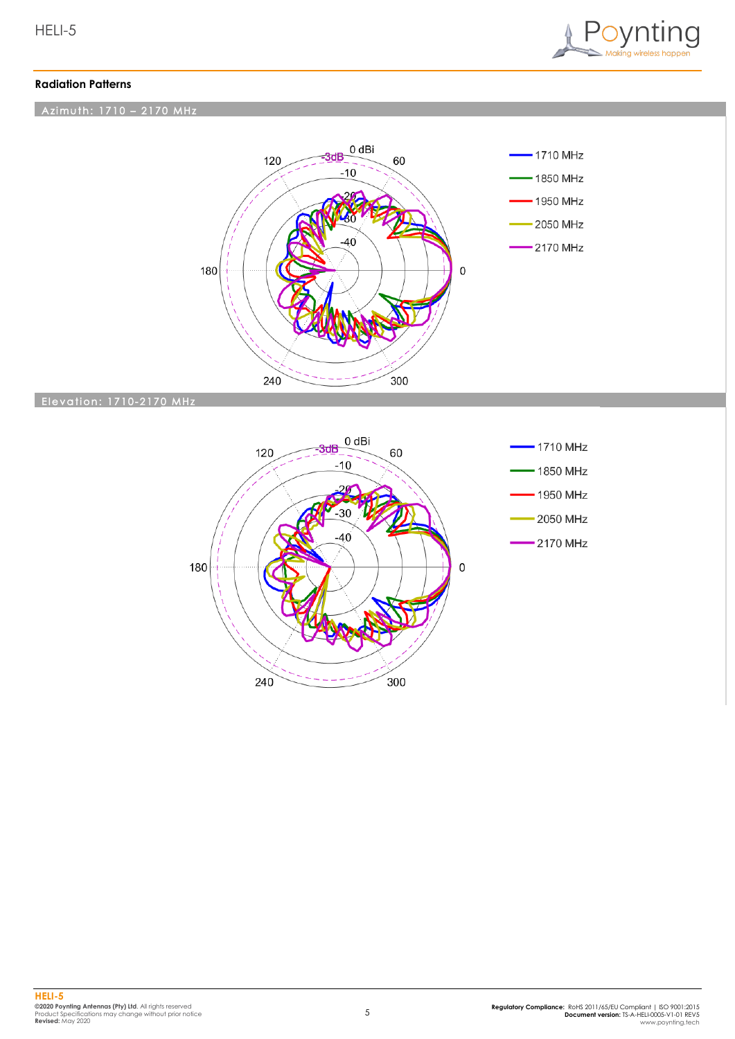## Radiation Patterns

### Azimuth: 1710 – 2170 MHz

### Elevation: 1710-2170 MHz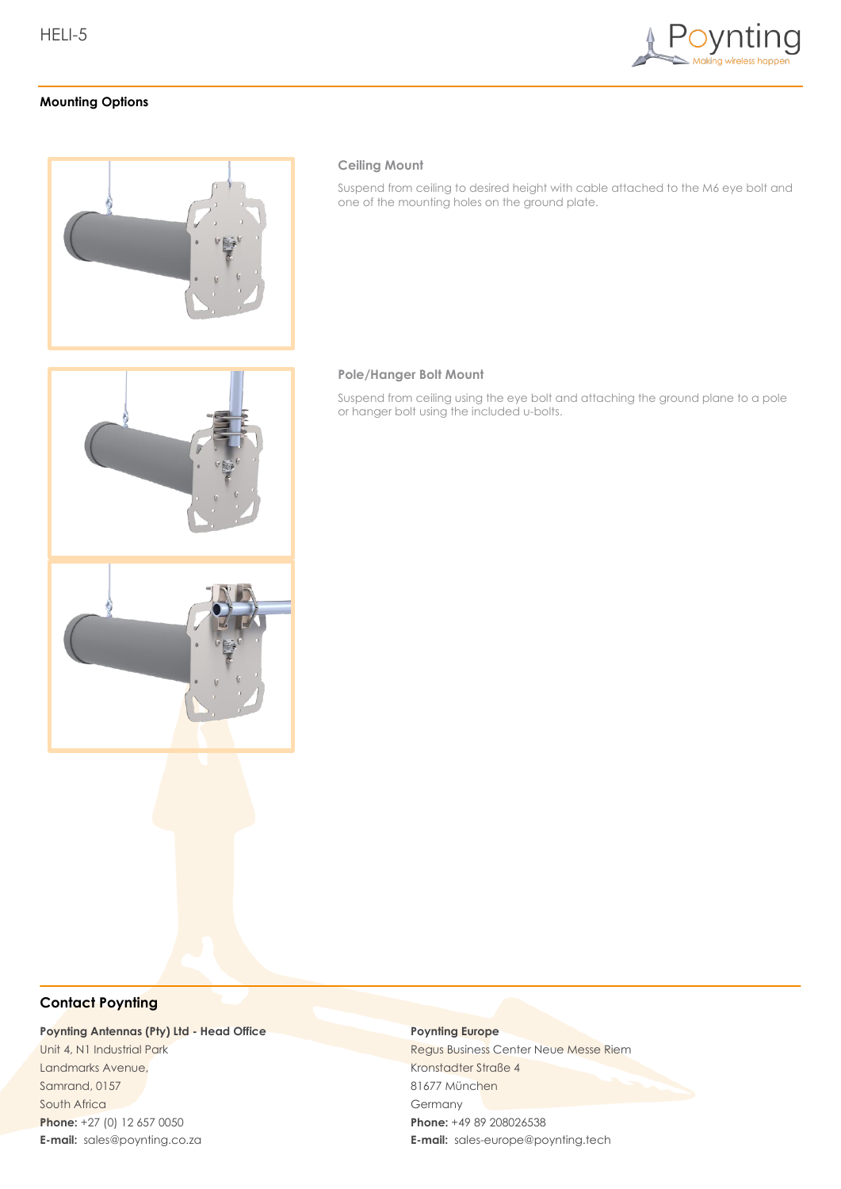## Mounting Options

### Ceiling Mount

Suspend from ceiling to desired height with cable attached to the M6 eye bolt and one of the mounting holes on the ground plate.

### Pole/Hanger Bolt Mount

Suspend from ceiling using the eye bolt and attaching the ground plane to a pole or hanger bolt using the included u-bolts.

## Contact Poynting

**Poynting Antennas (Pty) Ltd - Head Office**
Unit 4, N1 Industrial Park
Landmarks Avenue,
Samrand, 0157
South Africa
**Phone:** +27 (0) 12 657 0050
**E-mail:** sales@poynting.co.za

**Poynting Europe**
Regus Business Center Neue Messe Riem
Kronstadter Straße 4
81677 München
Germany
**Phone:** +49 89 208026538
**E-mail:** sales-europe@poynting.tech